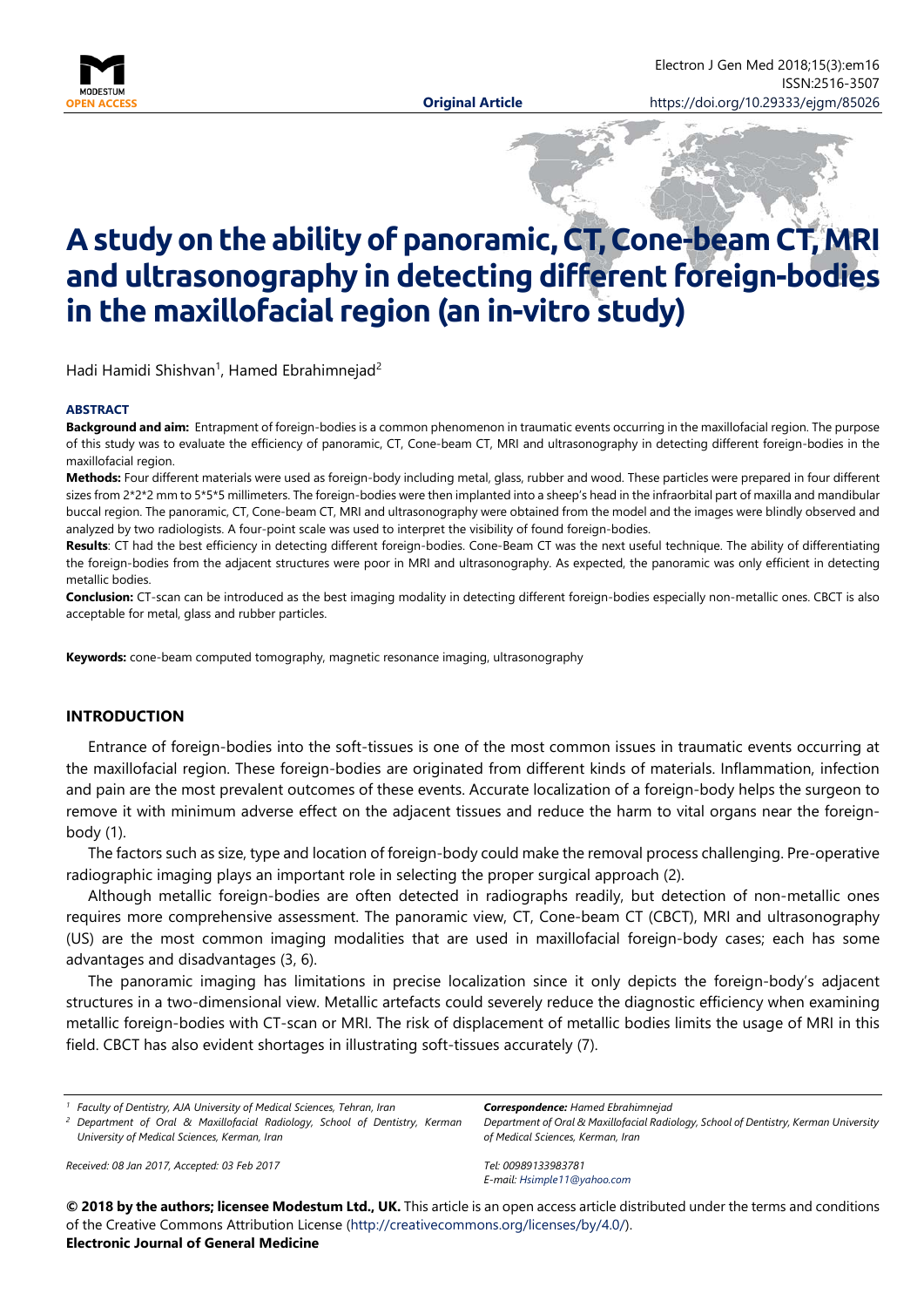**Original Article**

# A study on the ability of panoramic, CT, Cone-beam CT, MRI and ultrasonography in detecting different foreign-bodies in the maxillofacial region (an in-vitro study)

Hadi Hamidi Shishvan[1], Hamed Ebrahimnejad[2]

### ABSTRACT

**Background and aim:** Entrapment of foreign-bodies is a common phenomenon in traumatic events occurring in the maxillofacial region. The purpose of this study was to evaluate the efficiency of panoramic, CT, Cone-beam CT, MRI and ultrasonography in detecting different foreign-bodies in the maxillofacial region.

**Methods:** Four different materials were used as foreign-body including metal, glass, rubber and wood. These particles were prepared in four different sizes from 2*2*2 mm to 5*5*5 millimeters. The foreign-bodies were then implanted into a sheep's head in the infraorbital part of maxilla and mandibular buccal region. The panoramic, CT, Cone-beam CT, MRI and ultrasonography were obtained from the model and the images were blindly observed and analyzed by two radiologists. A four-point scale was used to interpret the visibility of found foreign-bodies.

**Results**: CT had the best efficiency in detecting different foreign-bodies. Cone-Beam CT was the next useful technique. The ability of differentiating the foreign-bodies from the adjacent structures were poor in MRI and ultrasonography. As expected, the panoramic was only efficient in detecting metallic bodies.

**Conclusion:** CT-scan can be introduced as the best imaging modality in detecting different foreign-bodies especially non-metallic ones. CBCT is also acceptable for metal, glass and rubber particles.

**Keywords:** cone-beam computed tomography, magnetic resonance imaging, ultrasonography

## INTRODUCTION

Entrance of foreign-bodies into the soft-tissues is one of the most common issues in traumatic events occurring at the maxillofacial region. These foreign-bodies are originated from different kinds of materials. Inflammation, infection and pain are the most prevalent outcomes of these events. Accurate localization of a foreign-body helps the surgeon to remove it with minimum adverse effect on the adjacent tissues and reduce the harm to vital organs near the foreign-body (1).

The factors such as size, type and location of foreign-body could make the removal process challenging. Pre-operative radiographic imaging plays an important role in selecting the proper surgical approach (2).

Although metallic foreign-bodies are often detected in radiographs readily, but detection of non-metallic ones requires more comprehensive assessment. The panoramic view, CT, Cone-beam CT (CBCT), MRI and ultrasonography (US) are the most common imaging modalities that are used in maxillofacial foreign-body cases; each has some advantages and disadvantages (3, 6).

The panoramic imaging has limitations in precise localization since it only depicts the foreign-body's adjacent structures in a two-dimensional view. Metallic artefacts could severely reduce the diagnostic efficiency when examining metallic foreign-bodies with CT-scan or MRI. The risk of displacement of metallic bodies limits the usage of MRI in this field. CBCT has also evident shortages in illustrating soft-tissues accurately (7).

---

[1] *Faculty of Dentistry, AJA University of Medical Sciences, Tehran, Iran*

[2] *Department of Oral & Maxillofacial Radiology, School of Dentistry, Kerman University of Medical Sciences, Kerman, Iran*

*Received: 08 Jan 2017, Accepted: 03 Feb 2017*

***Correspondence:*** *Hamed Ebrahimnejad*
*Department of Oral & Maxillofacial Radiology, School of Dentistry, Kerman University of Medical Sciences, Kerman, Iran*

*Tel: 00989133983781*
*E-mail: Hsimple11@yahoo.com*

**© 2018 by the authors; licensee Modestum Ltd., UK.** This article is an open access article distributed under the terms and conditions of the Creative Commons Attribution License (http://creativecommons.org/licenses/by/4.0/).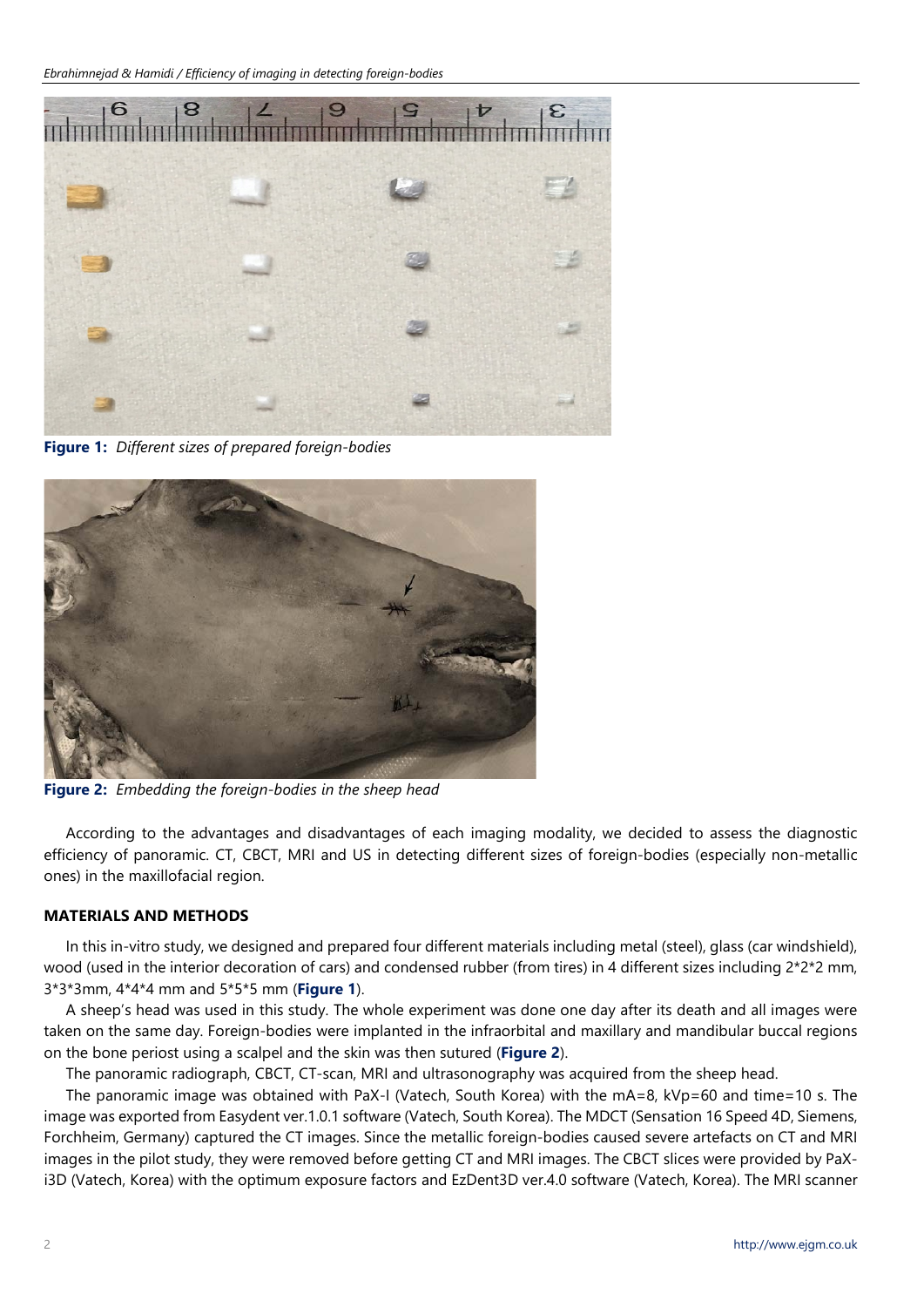**Figure 1:** *Different sizes of prepared foreign-bodies*

**Figure 2:** *Embedding the foreign-bodies in the sheep head*

According to the advantages and disadvantages of each imaging modality, we decided to assess the diagnostic efficiency of panoramic. CT, CBCT, MRI and US in detecting different sizes of foreign-bodies (especially non-metallic ones) in the maxillofacial region.

## MATERIALS AND METHODS

In this in-vitro study, we designed and prepared four different materials including metal (steel), glass (car windshield), wood (used in the interior decoration of cars) and condensed rubber (from tires) in 4 different sizes including 2*2*2 mm, 3*3*3mm, 4*4*4 mm and 5*5*5 mm (**Figure 1**).

A sheep's head was used in this study. The whole experiment was done one day after its death and all images were taken on the same day. Foreign-bodies were implanted in the infraorbital and maxillary and mandibular buccal regions on the bone periost using a scalpel and the skin was then sutured (**Figure 2**).

The panoramic radiograph, CBCT, CT-scan, MRI and ultrasonography was acquired from the sheep head.

The panoramic image was obtained with PaX-I (Vatech, South Korea) with the mA=8, kVp=60 and time=10 s. The image was exported from Easydent ver.1.0.1 software (Vatech, South Korea). The MDCT (Sensation 16 Speed 4D, Siemens, Forchheim, Germany) captured the CT images. Since the metallic foreign-bodies caused severe artefacts on CT and MRI images in the pilot study, they were removed before getting CT and MRI images. The CBCT slices were provided by PaX-i3D (Vatech, Korea) with the optimum exposure factors and EzDent3D ver.4.0 software (Vatech, Korea). The MRI scanner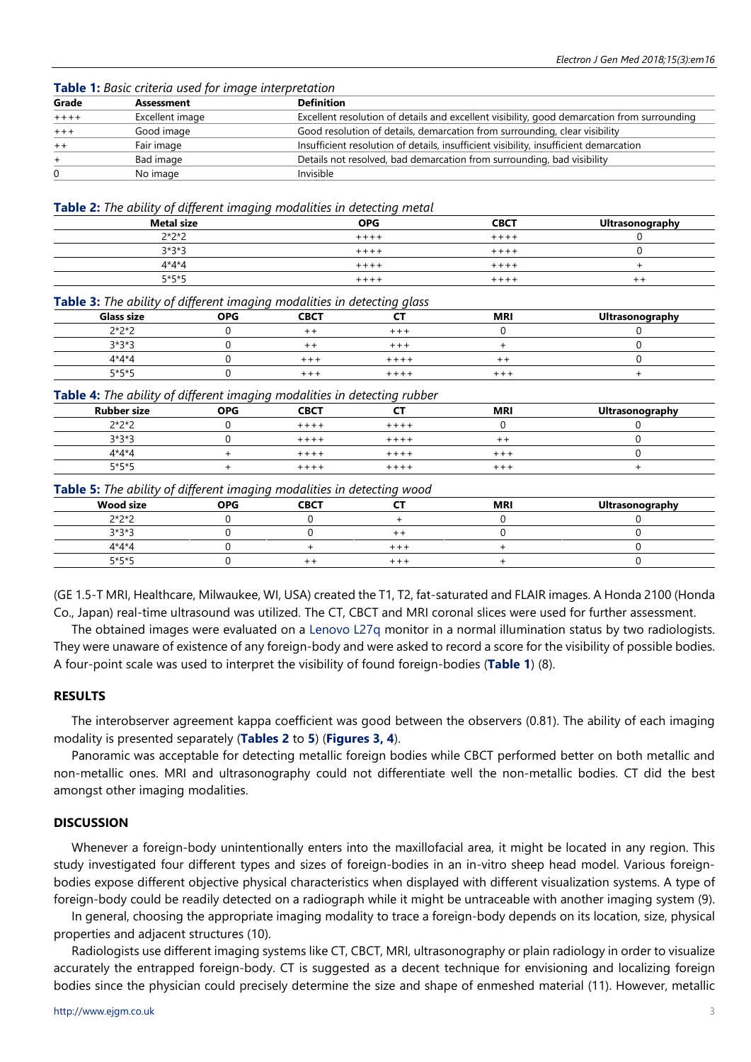**Table 1:** *Basic criteria used for image interpretation*

| Grade | Assessment | Definition |
|---|---|---|
| ++++ | Excellent image | Excellent resolution of details and excellent visibility, good demarcation from surrounding |
| +++ | Good image | Good resolution of details, demarcation from surrounding, clear visibility |
| ++ | Fair image | Insufficient resolution of details, insufficient visibility, insufficient demarcation |
| + | Bad image | Details not resolved, bad demarcation from surrounding, bad visibility |
| 0 | No image | Invisible |

**Table 2:** *The ability of different imaging modalities in detecting metal*

| Metal size | OPG | CBCT | Ultrasonography |
|---|---|---|---|
| 2*2*2 | ++++ | ++++ | 0 |
| 3*3*3 | ++++ | ++++ | 0 |
| 4*4*4 | ++++ | ++++ | + |
| 5*5*5 | ++++ | ++++ | ++ |

**Table 3:** *The ability of different imaging modalities in detecting glass*

| Glass size | OPG | CBCT | CT | MRI | Ultrasonography |
|---|---|---|---|---|---|
| 2*2*2 | 0 | ++ | +++ | 0 | 0 |
| 3*3*3 | 0 | ++ | +++ | + | 0 |
| 4*4*4 | 0 | +++ | ++++ | ++ | 0 |
| 5*5*5 | 0 | +++ | ++++ | +++ | + |

**Table 4:** *The ability of different imaging modalities in detecting rubber*

| Rubber size | OPG | CBCT | CT | MRI | Ultrasonography |
|---|---|---|---|---|---|
| 2*2*2 | 0 | ++++ | ++++ | 0 | 0 |
| 3*3*3 | 0 | ++++ | ++++ | ++ | 0 |
| 4*4*4 | + | ++++ | ++++ | +++ | 0 |
| 5*5*5 | + | ++++ | ++++ | +++ | + |

**Table 5:** *The ability of different imaging modalities in detecting wood*

| Wood size | OPG | CBCT | CT | MRI | Ultrasonography |
|---|---|---|---|---|---|
| 2*2*2 | 0 | 0 | + | 0 | 0 |
| 3*3*3 | 0 | 0 | ++ | 0 | 0 |
| 4*4*4 | 0 | + | +++ | + | 0 |
| 5*5*5 | 0 | ++ | +++ | + | 0 |

(GE 1.5-T MRI, Healthcare, Milwaukee, WI, USA) created the T1, T2, fat-saturated and FLAIR images. A Honda 2100 (Honda Co., Japan) real-time ultrasound was utilized. The CT, CBCT and MRI coronal slices were used for further assessment.

The obtained images were evaluated on a Lenovo L27q monitor in a normal illumination status by two radiologists. They were unaware of existence of any foreign-body and were asked to record a score for the visibility of possible bodies. A four-point scale was used to interpret the visibility of found foreign-bodies (**Table 1**) (8).

## RESULTS

The interobserver agreement kappa coefficient was good between the observers (0.81). The ability of each imaging modality is presented separately (**Tables 2** to **5**) (**Figures 3, 4**).

Panoramic was acceptable for detecting metallic foreign bodies while CBCT performed better on both metallic and non-metallic ones. MRI and ultrasonography could not differentiate well the non-metallic bodies. CT did the best amongst other imaging modalities.

## DISCUSSION

Whenever a foreign-body unintentionally enters into the maxillofacial area, it might be located in any region. This study investigated four different types and sizes of foreign-bodies in an in-vitro sheep head model. Various foreign-bodies expose different objective physical characteristics when displayed with different visualization systems. A type of foreign-body could be readily detected on a radiograph while it might be untraceable with another imaging system (9).

In general, choosing the appropriate imaging modality to trace a foreign-body depends on its location, size, physical properties and adjacent structures (10).

Radiologists use different imaging systems like CT, CBCT, MRI, ultrasonography or plain radiology in order to visualize accurately the entrapped foreign-body. CT is suggested as a decent technique for envisioning and localizing foreign bodies since the physician could precisely determine the size and shape of enmeshed material (11). However, metallic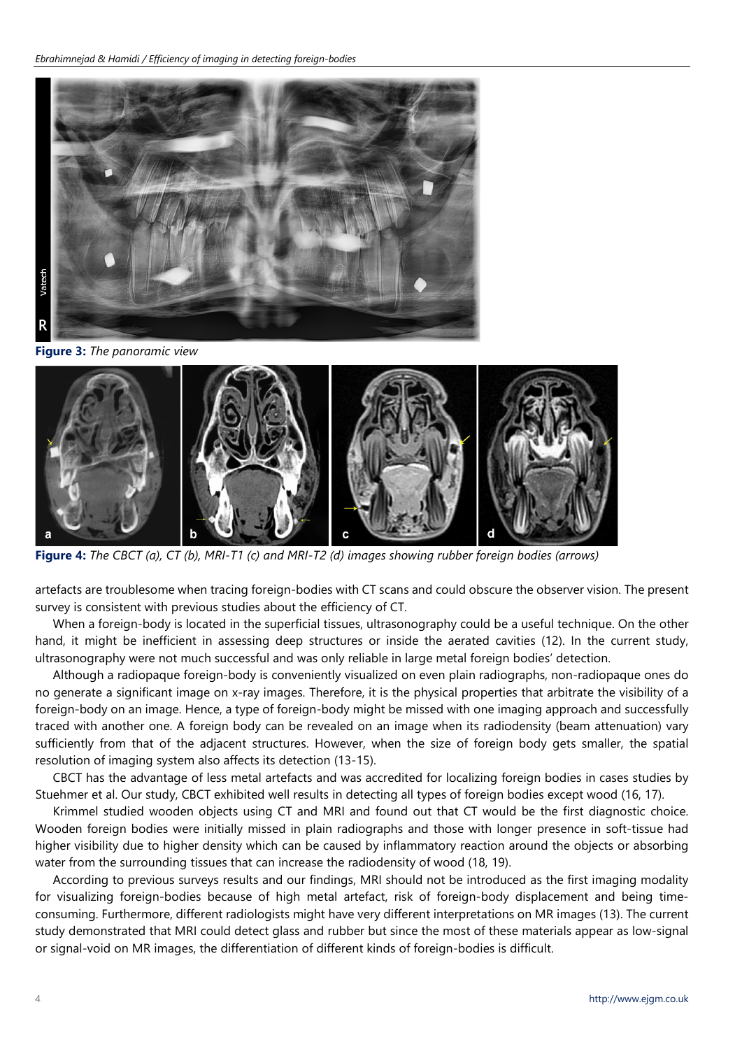**Figure 3:** *The panoramic view*

**Figure 4:** *The CBCT (a), CT (b), MRI-T1 (c) and MRI-T2 (d) images showing rubber foreign bodies (arrows)*

artefacts are troublesome when tracing foreign-bodies with CT scans and could obscure the observer vision. The present survey is consistent with previous studies about the efficiency of CT.

When a foreign-body is located in the superficial tissues, ultrasonography could be a useful technique. On the other hand, it might be inefficient in assessing deep structures or inside the aerated cavities (12). In the current study, ultrasonography were not much successful and was only reliable in large metal foreign bodies' detection.

Although a radiopaque foreign-body is conveniently visualized on even plain radiographs, non-radiopaque ones do no generate a significant image on x-ray images. Therefore, it is the physical properties that arbitrate the visibility of a foreign-body on an image. Hence, a type of foreign-body might be missed with one imaging approach and successfully traced with another one. A foreign body can be revealed on an image when its radiodensity (beam attenuation) vary sufficiently from that of the adjacent structures. However, when the size of foreign body gets smaller, the spatial resolution of imaging system also affects its detection (13-15).

CBCT has the advantage of less metal artefacts and was accredited for localizing foreign bodies in cases studies by Stuehmer et al. Our study, CBCT exhibited well results in detecting all types of foreign bodies except wood (16, 17).

Krimmel studied wooden objects using CT and MRI and found out that CT would be the first diagnostic choice. Wooden foreign bodies were initially missed in plain radiographs and those with longer presence in soft-tissue had higher visibility due to higher density which can be caused by inflammatory reaction around the objects or absorbing water from the surrounding tissues that can increase the radiodensity of wood (18, 19).

According to previous surveys results and our findings, MRI should not be introduced as the first imaging modality for visualizing foreign-bodies because of high metal artefact, risk of foreign-body displacement and being time-consuming. Furthermore, different radiologists might have very different interpretations on MR images (13). The current study demonstrated that MRI could detect glass and rubber but since the most of these materials appear as low-signal or signal-void on MR images, the differentiation of different kinds of foreign-bodies is difficult.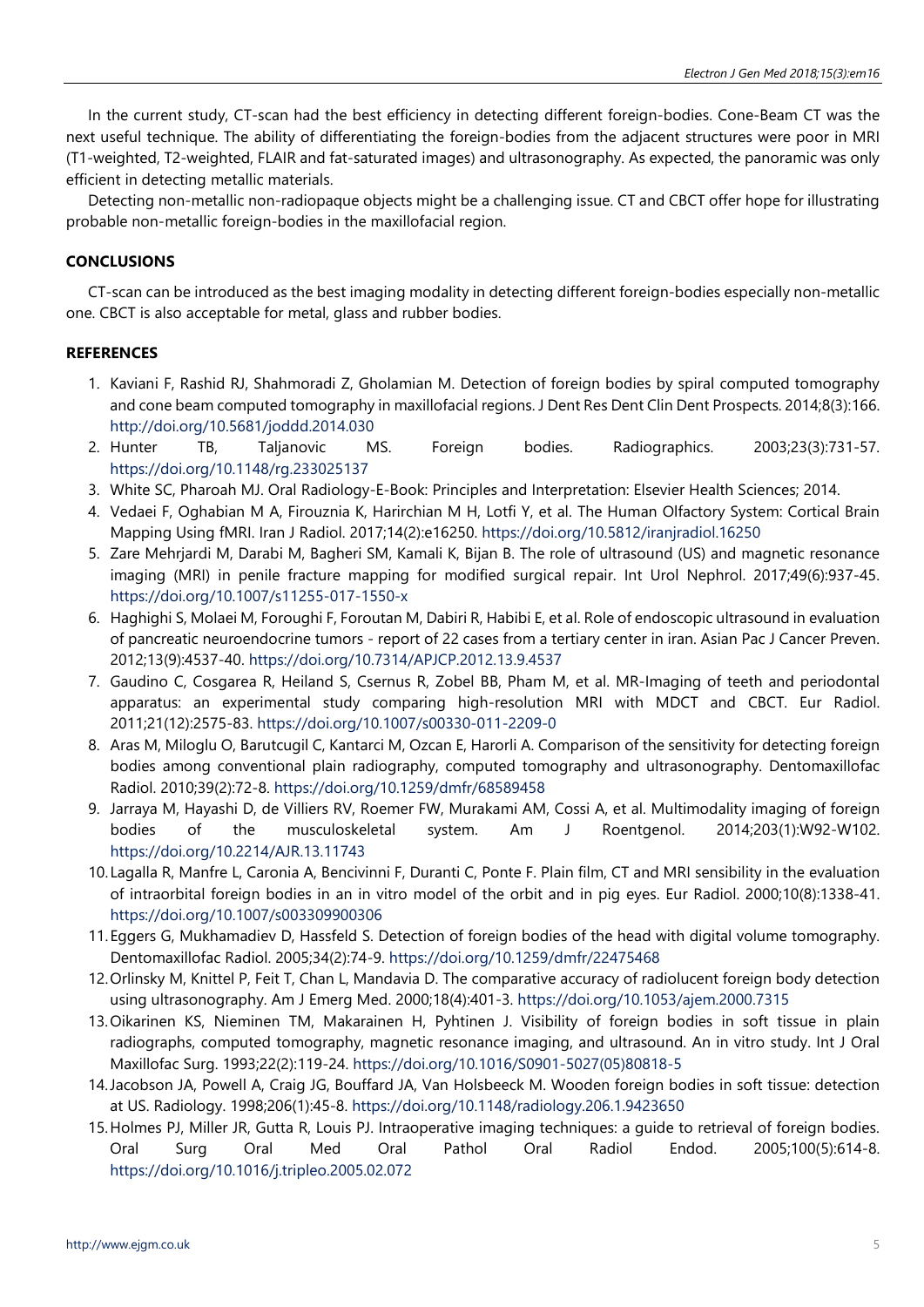In the current study, CT-scan had the best efficiency in detecting different foreign-bodies. Cone-Beam CT was the next useful technique. The ability of differentiating the foreign-bodies from the adjacent structures were poor in MRI (T1-weighted, T2-weighted, FLAIR and fat-saturated images) and ultrasonography. As expected, the panoramic was only efficient in detecting metallic materials.

Detecting non-metallic non-radiopaque objects might be a challenging issue. CT and CBCT offer hope for illustrating probable non-metallic foreign-bodies in the maxillofacial region.

## CONCLUSIONS

CT-scan can be introduced as the best imaging modality in detecting different foreign-bodies especially non-metallic one. CBCT is also acceptable for metal, glass and rubber bodies.

## REFERENCES

1. Kaviani F, Rashid RJ, Shahmoradi Z, Gholamian M. Detection of foreign bodies by spiral computed tomography and cone beam computed tomography in maxillofacial regions. J Dent Res Dent Clin Dent Prospects. 2014;8(3):166. http://doi.org/10.5681/joddd.2014.030
2. Hunter TB, Taljanovic MS. Foreign bodies. Radiographics. 2003;23(3):731-57. https://doi.org/10.1148/rg.233025137
3. White SC, Pharoah MJ. Oral Radiology-E-Book: Principles and Interpretation: Elsevier Health Sciences; 2014.
4. Vedaei F, Oghabian M A, Firouznia K, Harirchian M H, Lotfi Y, et al. The Human Olfactory System: Cortical Brain Mapping Using fMRI. Iran J Radiol. 2017;14(2):e16250. https://doi.org/10.5812/iranjradiol.16250
5. Zare Mehrjardi M, Darabi M, Bagheri SM, Kamali K, Bijan B. The role of ultrasound (US) and magnetic resonance imaging (MRI) in penile fracture mapping for modified surgical repair. Int Urol Nephrol. 2017;49(6):937-45. https://doi.org/10.1007/s11255-017-1550-x
6. Haghighi S, Molaei M, Foroughi F, Foroutan M, Dabiri R, Habibi E, et al. Role of endoscopic ultrasound in evaluation of pancreatic neuroendocrine tumors - report of 22 cases from a tertiary center in iran. Asian Pac J Cancer Preven. 2012;13(9):4537-40. https://doi.org/10.7314/APJCP.2012.13.9.4537
7. Gaudino C, Cosgarea R, Heiland S, Csernus R, Zobel BB, Pham M, et al. MR-Imaging of teeth and periodontal apparatus: an experimental study comparing high-resolution MRI with MDCT and CBCT. Eur Radiol. 2011;21(12):2575-83. https://doi.org/10.1007/s00330-011-2209-0
8. Aras M, Miloglu O, Barutcugil C, Kantarci M, Ozcan E, Harorli A. Comparison of the sensitivity for detecting foreign bodies among conventional plain radiography, computed tomography and ultrasonography. Dentomaxillofac Radiol. 2010;39(2):72-8. https://doi.org/10.1259/dmfr/68589458
9. Jarraya M, Hayashi D, de Villiers RV, Roemer FW, Murakami AM, Cossi A, et al. Multimodality imaging of foreign bodies of the musculoskeletal system. Am J Roentgenol. 2014;203(1):W92-W102. https://doi.org/10.2214/AJR.13.11743
10. Lagalla R, Manfre L, Caronia A, Bencivinni F, Duranti C, Ponte F. Plain film, CT and MRI sensibility in the evaluation of intraorbital foreign bodies in an in vitro model of the orbit and in pig eyes. Eur Radiol. 2000;10(8):1338-41. https://doi.org/10.1007/s003309900306
11. Eggers G, Mukhamadiev D, Hassfeld S. Detection of foreign bodies of the head with digital volume tomography. Dentomaxillofac Radiol. 2005;34(2):74-9. https://doi.org/10.1259/dmfr/22475468
12. Orlinsky M, Knittel P, Feit T, Chan L, Mandavia D. The comparative accuracy of radiolucent foreign body detection using ultrasonography. Am J Emerg Med. 2000;18(4):401-3. https://doi.org/10.1053/ajem.2000.7315
13. Oikarinen KS, Nieminen TM, Makarainen H, Pyhtinen J. Visibility of foreign bodies in soft tissue in plain radiographs, computed tomography, magnetic resonance imaging, and ultrasound. An in vitro study. Int J Oral Maxillofac Surg. 1993;22(2):119-24. https://doi.org/10.1016/S0901-5027(05)80818-5
14. Jacobson JA, Powell A, Craig JG, Bouffard JA, Van Holsbeeck M. Wooden foreign bodies in soft tissue: detection at US. Radiology. 1998;206(1):45-8. https://doi.org/10.1148/radiology.206.1.9423650
15. Holmes PJ, Miller JR, Gutta R, Louis PJ. Intraoperative imaging techniques: a guide to retrieval of foreign bodies. Oral Surg Oral Med Oral Pathol Oral Radiol Endod. 2005;100(5):614-8. https://doi.org/10.1016/j.tripleo.2005.02.072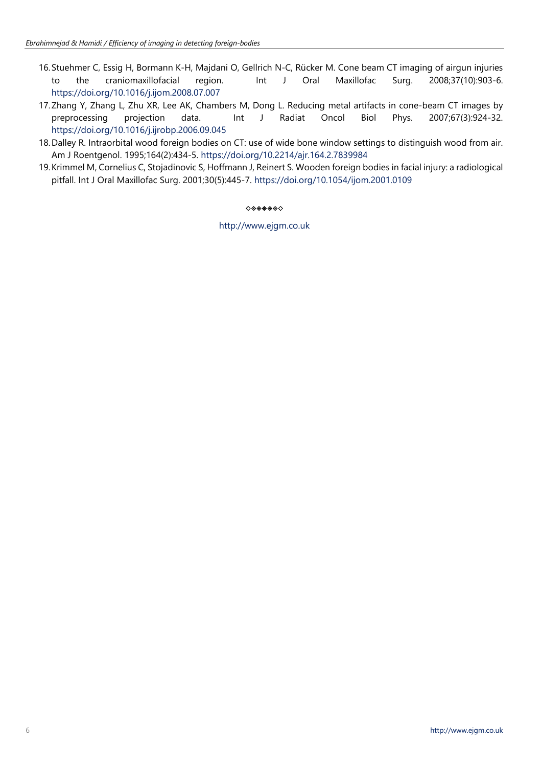16. Stuehmer C, Essig H, Bormann K-H, Majdani O, Gellrich N-C, Rücker M. Cone beam CT imaging of airgun injuries to the craniomaxillofacial region. Int J Oral Maxillofac Surg. 2008;37(10):903-6. https://doi.org/10.1016/j.ijom.2008.07.007
17. Zhang Y, Zhang L, Zhu XR, Lee AK, Chambers M, Dong L. Reducing metal artifacts in cone-beam CT images by preprocessing projection data. Int J Radiat Oncol Biol Phys. 2007;67(3):924-32. https://doi.org/10.1016/j.ijrobp.2006.09.045
18. Dalley R. Intraorbital wood foreign bodies on CT: use of wide bone window settings to distinguish wood from air. Am J Roentgenol. 1995;164(2):434-5. https://doi.org/10.2214/ajr.164.2.7839984
19. Krimmel M, Cornelius C, Stojadinovic S, Hoffmann J, Reinert S. Wooden foreign bodies in facial injury: a radiological pitfall. Int J Oral Maxillofac Surg. 2001;30(5):445-7. https://doi.org/10.1054/ijom.2001.0109

◇◈◈◆◈◈◇

http://www.ejgm.co.uk